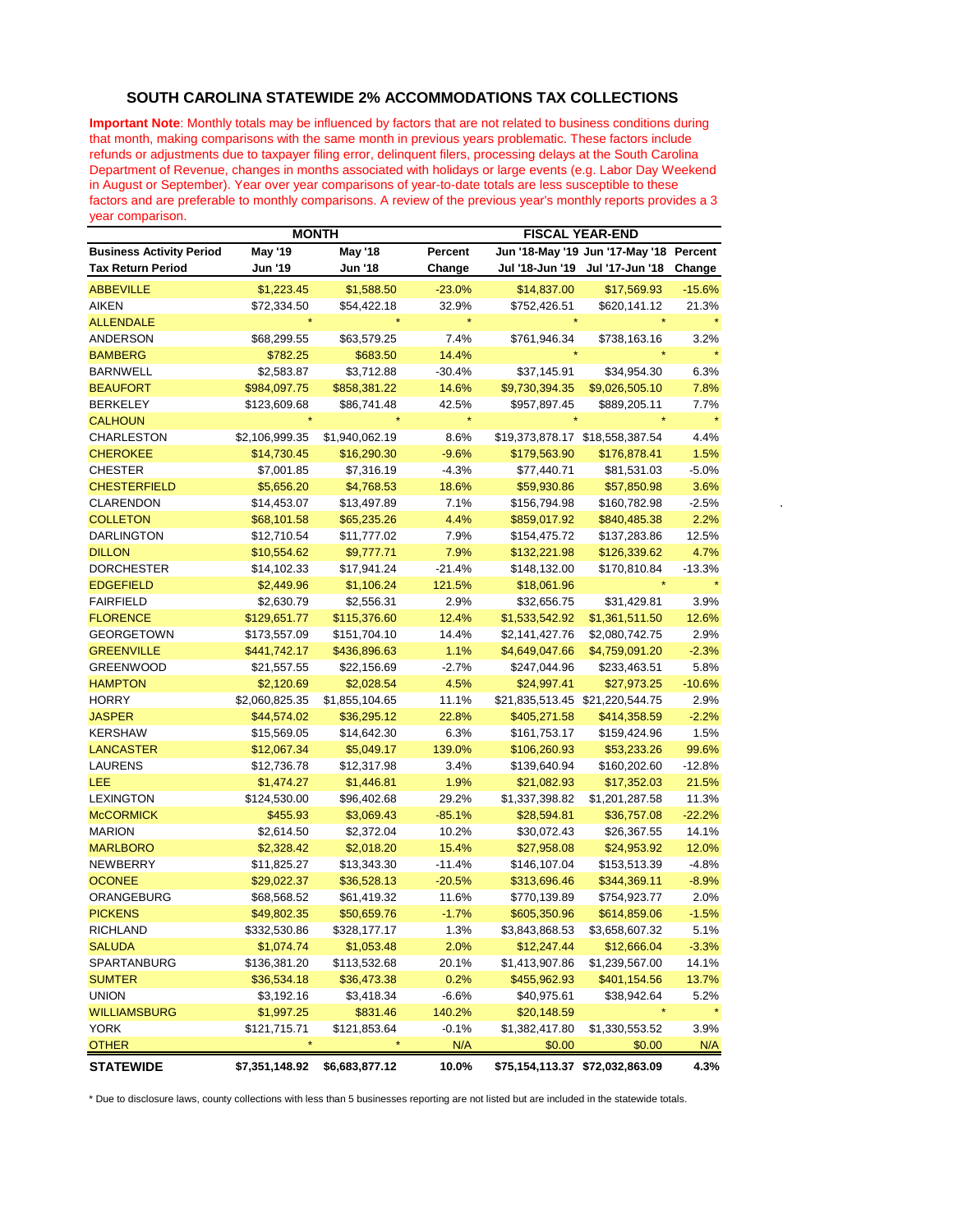## SOUTH CAROLINA STATEWIDE 2% ACCOMMODATIONS TAX COLLECTIONS

**Important Note**: Monthly totals may be influenced by factors that are not related to business conditions during that month, making comparisons with the same month in previous years problematic. These factors include refunds or adjustments due to taxpayer filing error, delinquent filers, processing delays at the South Carolina Department of Revenue, changes in months associated with holidays or large events (e.g. Labor Day Weekend in August or September). Year over year comparisons of year-to-date totals are less susceptible to these factors and are preferable to monthly comparisons. A review of the previous year's monthly reports provides a 3 year comparison.

| | MONTH | | | FISCAL YEAR-END | | |
|---|---|---|---|---|---|---|
| **Business Activity Period** | **May '19** | **May '18** | **Percent** | **Jun '18-May '19** | **Jun '17-May '18** | **Percent** |
| **Tax Return Period** | **Jun '19** | **Jun '18** | **Change** | **Jul '18-Jun '19** | **Jul '17-Jun '18** | **Change** |
| ABBEVILLE | $1,223.45 | $1,588.50 | -23.0% | $14,837.00 | $17,569.93 | -15.6% |
| AIKEN | $72,334.50 | $54,422.18 | 32.9% | $752,426.51 | $620,141.12 | 21.3% |
| ALLENDALE | * | * | * | * | * | * |
| ANDERSON | $68,299.55 | $63,579.25 | 7.4% | $761,946.34 | $738,163.16 | 3.2% |
| BAMBERG | $782.25 | $683.50 | 14.4% | * | * | * |
| BARNWELL | $2,583.87 | $3,712.88 | -30.4% | $37,145.91 | $34,954.30 | 6.3% |
| BEAUFORT | $984,097.75 | $858,381.22 | 14.6% | $9,730,394.35 | $9,026,505.10 | 7.8% |
| BERKELEY | $123,609.68 | $86,741.48 | 42.5% | $957,897.45 | $889,205.11 | 7.7% |
| CALHOUN | * | * | * | * | * | * |
| CHARLESTON | $2,106,999.35 | $1,940,062.19 | 8.6% | $19,373,878.17 | $18,558,387.54 | 4.4% |
| CHEROKEE | $14,730.45 | $16,290.30 | -9.6% | $179,563.90 | $176,878.41 | 1.5% |
| CHESTER | $7,001.85 | $7,316.19 | -4.3% | $77,440.71 | $81,531.03 | -5.0% |
| CHESTERFIELD | $5,656.20 | $4,768.53 | 18.6% | $59,930.86 | $57,850.98 | 3.6% |
| CLARENDON | $14,453.07 | $13,497.89 | 7.1% | $156,794.98 | $160,782.98 | -2.5% |
| COLLETON | $68,101.58 | $65,235.26 | 4.4% | $859,017.92 | $840,485.38 | 2.2% |
| DARLINGTON | $12,710.54 | $11,777.02 | 7.9% | $154,475.72 | $137,283.86 | 12.5% |
| DILLON | $10,554.62 | $9,777.71 | 7.9% | $132,221.98 | $126,339.62 | 4.7% |
| DORCHESTER | $14,102.33 | $17,941.24 | -21.4% | $148,132.00 | $170,810.84 | -13.3% |
| EDGEFIELD | $2,449.96 | $1,106.24 | 121.5% | $18,061.96 | * | * |
| FAIRFIELD | $2,630.79 | $2,556.31 | 2.9% | $32,656.75 | $31,429.81 | 3.9% |
| FLORENCE | $129,651.77 | $115,376.60 | 12.4% | $1,533,542.92 | $1,361,511.50 | 12.6% |
| GEORGETOWN | $173,557.09 | $151,704.10 | 14.4% | $2,141,427.76 | $2,080,742.75 | 2.9% |
| GREENVILLE | $441,742.17 | $436,896.63 | 1.1% | $4,649,047.66 | $4,759,091.20 | -2.3% |
| GREENWOOD | $21,557.55 | $22,156.69 | -2.7% | $247,044.96 | $233,463.51 | 5.8% |
| HAMPTON | $2,120.69 | $2,028.54 | 4.5% | $24,997.41 | $27,973.25 | -10.6% |
| HORRY | $2,060,825.35 | $1,855,104.65 | 11.1% | $21,835,513.45 | $21,220,544.75 | 2.9% |
| JASPER | $44,574.02 | $36,295.12 | 22.8% | $405,271.58 | $414,358.59 | -2.2% |
| KERSHAW | $15,569.05 | $14,642.30 | 6.3% | $161,753.17 | $159,424.96 | 1.5% |
| LANCASTER | $12,067.34 | $5,049.17 | 139.0% | $106,260.93 | $53,233.26 | 99.6% |
| LAURENS | $12,736.78 | $12,317.98 | 3.4% | $139,640.94 | $160,202.60 | -12.8% |
| LEE | $1,474.27 | $1,446.81 | 1.9% | $21,082.93 | $17,352.03 | 21.5% |
| LEXINGTON | $124,530.00 | $96,402.68 | 29.2% | $1,337,398.82 | $1,201,287.58 | 11.3% |
| McCORMICK | $455.93 | $3,069.43 | -85.1% | $28,594.81 | $36,757.08 | -22.2% |
| MARION | $2,614.50 | $2,372.04 | 10.2% | $30,072.43 | $26,367.55 | 14.1% |
| MARLBORO | $2,328.42 | $2,018.20 | 15.4% | $27,958.08 | $24,953.92 | 12.0% |
| NEWBERRY | $11,825.27 | $13,343.30 | -11.4% | $146,107.04 | $153,513.39 | -4.8% |
| OCONEE | $29,022.37 | $36,528.13 | -20.5% | $313,696.46 | $344,369.11 | -8.9% |
| ORANGEBURG | $68,568.52 | $61,419.32 | 11.6% | $770,139.89 | $754,923.77 | 2.0% |
| PICKENS | $49,802.35 | $50,659.76 | -1.7% | $605,350.96 | $614,859.06 | -1.5% |
| RICHLAND | $332,530.86 | $328,177.17 | 1.3% | $3,843,868.53 | $3,658,607.32 | 5.1% |
| SALUDA | $1,074.74 | $1,053.48 | 2.0% | $12,247.44 | $12,666.04 | -3.3% |
| SPARTANBURG | $136,381.20 | $113,532.68 | 20.1% | $1,413,907.86 | $1,239,567.00 | 14.1% |
| SUMTER | $36,534.18 | $36,473.38 | 0.2% | $455,962.93 | $401,154.56 | 13.7% |
| UNION | $3,192.16 | $3,418.34 | -6.6% | $40,975.61 | $38,942.64 | 5.2% |
| WILLIAMSBURG | $1,997.25 | $831.46 | 140.2% | $20,148.59 | * | * |
| YORK | $121,715.71 | $121,853.64 | -0.1% | $1,382,417.80 | $1,330,553.52 | 3.9% |
| OTHER | * | * | N/A | $0.00 | $0.00 | N/A |
| **STATEWIDE** | **$7,351,148.92** | **$6,683,877.12** | **10.0%** | **$75,154,113.37** | **$72,032,863.09** | **4.3%** |

* Due to disclosure laws, county collections with less than 5 businesses reporting are not listed but are included in the statewide totals.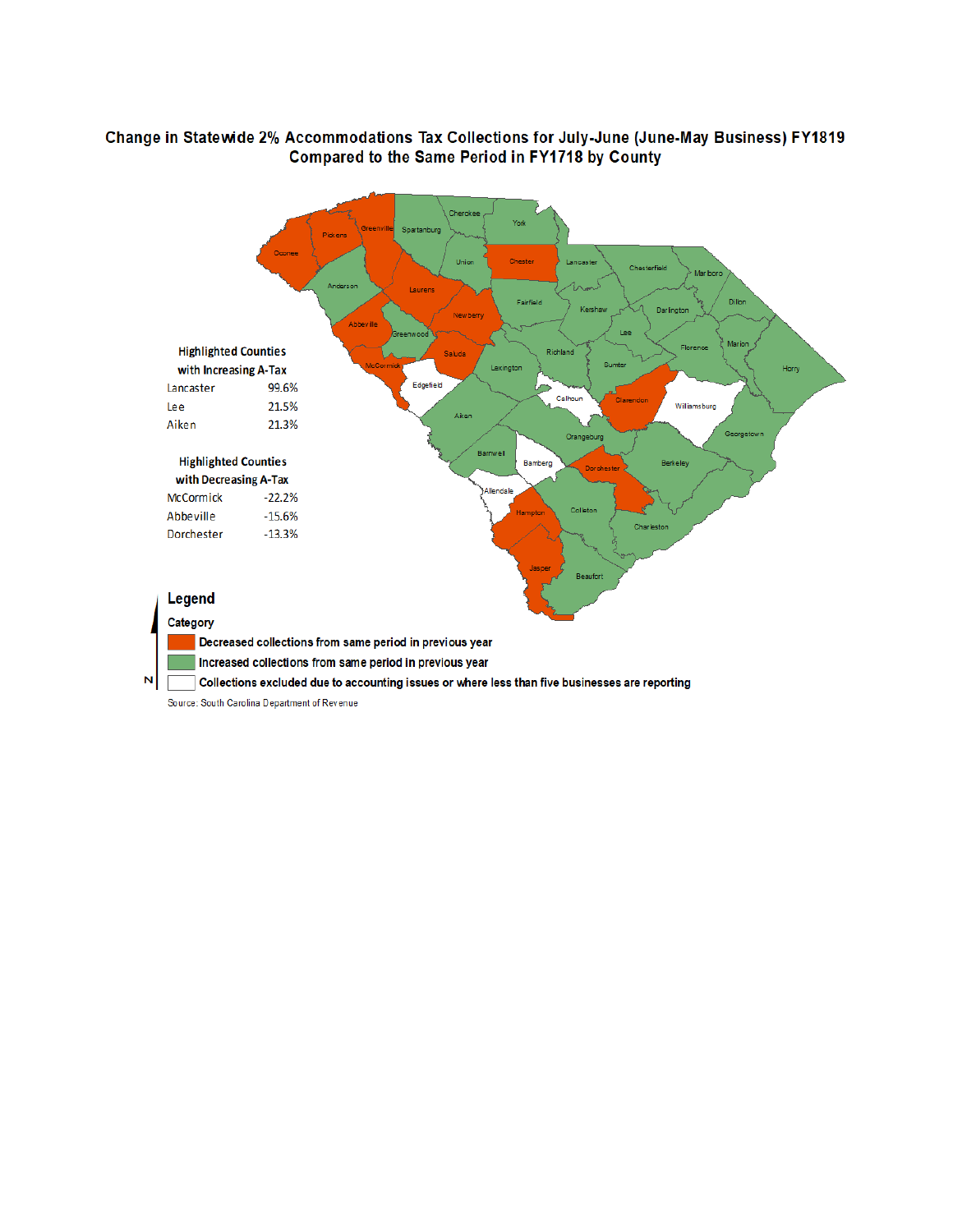## Change in Statewide 2% Accommodations Tax Collections for July-June (June-May Business) FY1819 Compared to the Same Period in FY1718 by County

**Highlighted Counties with Increasing A-Tax**

| | |
|---|---|
| Lancaster | 99.6% |
| Lee | 21.5% |
| Aiken | 21.3% |

**Highlighted Counties with Decreasing A-Tax**

| | |
|---|---|
| McCormick | -22.2% |
| Abbeville | -15.6% |
| Dorchester | -13.3% |

Oconee
Pickens
Greenville
Spartanburg
Cherokee
York
Union
Chester
Lancaster
Chesterfield
Marlboro
Anderson
Laurens
Fairfield
Kershaw
Darlington
Dillon
Newberry
Abbeville
Greenwood
Lee
Marion
Saluda
Richland
Florence
McCormick
Lexington
Sumter
Horry
Edgefield
Calhoun
Clarendon
Williamsburg
Aiken
Orangeburg
Georgetown
Barnwell
Bamberg
Dorchester
Berkeley
Allendale
Hampton
Colleton
Charleston
Jasper
Beaufort

**Legend**

Category

- Decreased collections from same period in previous year
- Increased collections from same period in previous year
- Collections excluded due to accounting issues or where less than five businesses are reporting

N

Source: South Carolina Department of Revenue